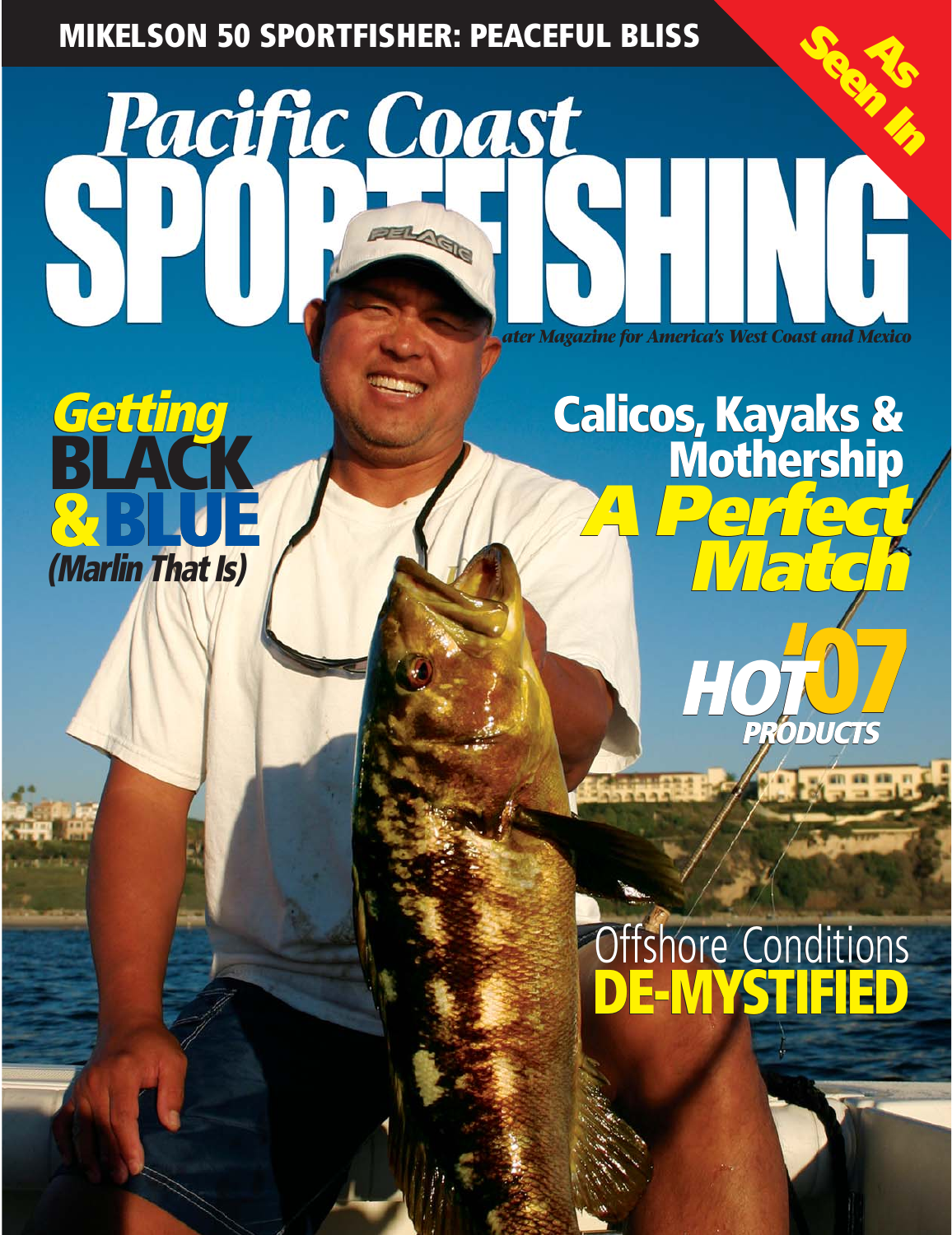MIKELSON 50 SPORTFISHER: PEACEFUL BLISS

As Seen In

# Pacific Coast SPORTFISHING

*ater Magazine for America's West Coast and Mexico*

## *Getting* BLACK & BLUE *(Marlin That Is)*

## Calicos, Kayaks & Mothership *A Perfect Match*

## *HOT '07 PRODUCTS*

## Offshore Conditions DE-MYSTIFIED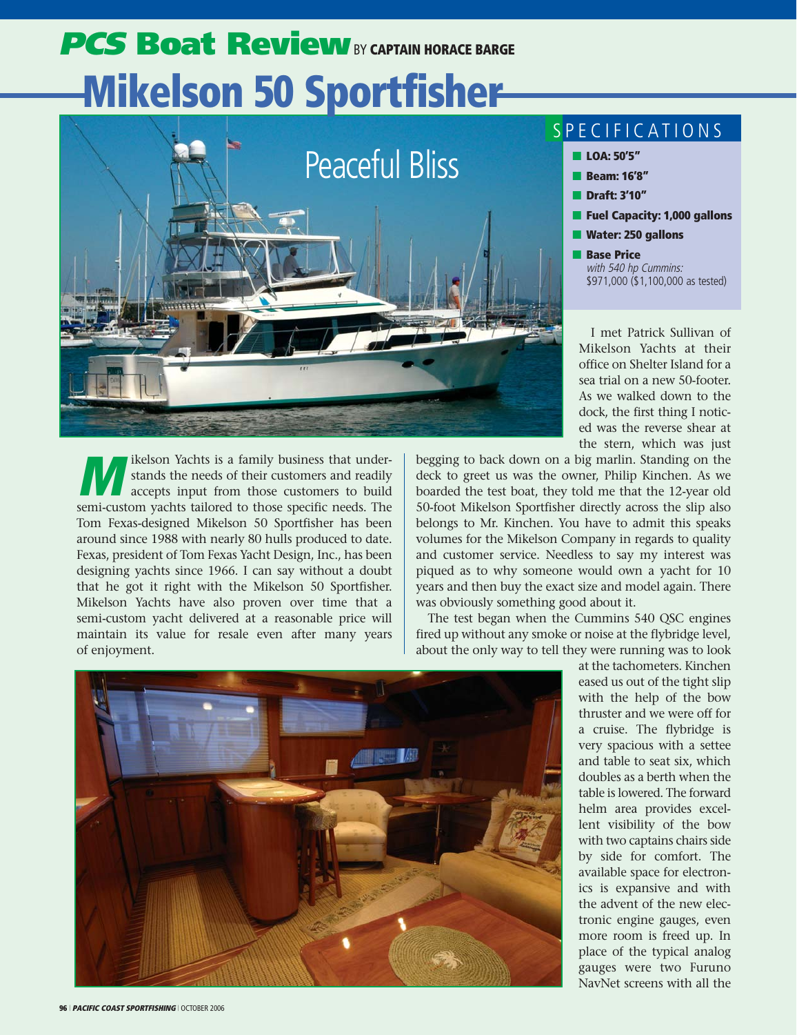# PCS Boat Review BY CAPTAIN HORACE BARGE

# Mikelson 50 Sportfisher

## Peaceful Bliss

### SPECIFICATIONS

- **LOA: 50'5"**
- **Beam: 16'8"**
- **Draft: 3'10"**
- **Fuel Capacity: 1,000 gallons**
- **Water: 250 gallons**
- **Base Price**
  *with 540 hp Cummins:*
  $971,000 ($1,100,000 as tested)

Mikelson Yachts is a family business that understands the needs of their customers and readily accepts input from those customers to build semi-custom yachts tailored to those specific needs. The Tom Fexas-designed Mikelson 50 Sportfisher has been around since 1988 with nearly 80 hulls produced to date. Fexas, president of Tom Fexas Yacht Design, Inc., has been designing yachts since 1966. I can say without a doubt that he got it right with the Mikelson 50 Sportfisher. Mikelson Yachts have also proven over time that a semi-custom yacht delivered at a reasonable price will maintain its value for resale even after many years of enjoyment.

I met Patrick Sullivan of Mikelson Yachts at their office on Shelter Island for a sea trial on a new 50-footer. As we walked down to the dock, the first thing I noticed was the reverse shear at the stern, which was just begging to back down on a big marlin. Standing on the deck to greet us was the owner, Philip Kinchen. As we boarded the test boat, they told me that the 12-year old 50-foot Mikelson Sportfisher directly across the slip also belongs to Mr. Kinchen. You have to admit this speaks volumes for the Mikelson Company in regards to quality and customer service. Needless to say my interest was piqued as to why someone would own a yacht for 10 years and then buy the exact size and model again. There was obviously something good about it.

The test began when the Cummins 540 QSC engines fired up without any smoke or noise at the flybridge level, about the only way to tell they were running was to look at the tachometers. Kinchen eased us out of the tight slip with the help of the bow thruster and we were off for a cruise. The flybridge is very spacious with a settee and table to seat six, which doubles as a berth when the table is lowered. The forward helm area provides excellent visibility of the bow with two captains chairs side by side for comfort. The available space for electronics is expansive and with the advent of the new electronic engine gauges, even more room is freed up. In place of the typical analog gauges were two Furuno NavNet screens with all the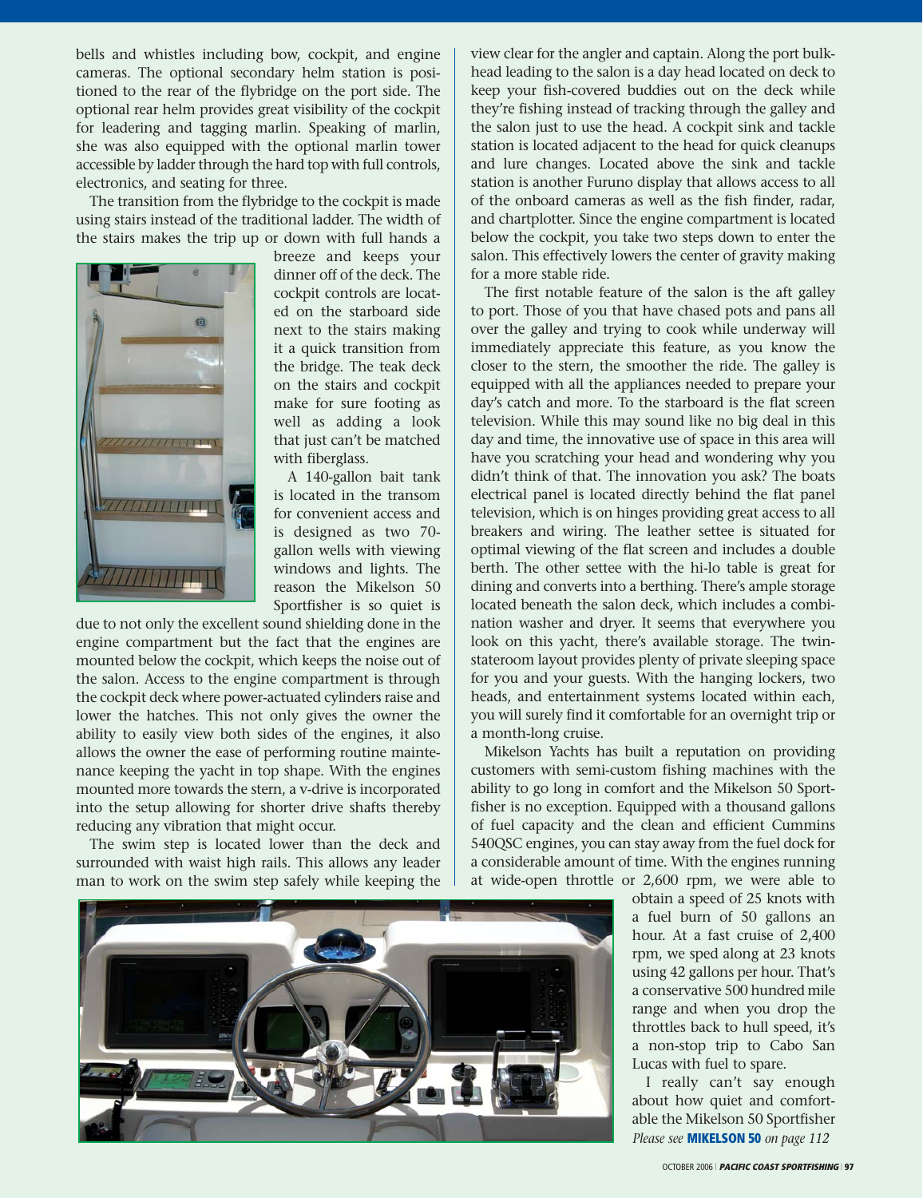bells and whistles including bow, cockpit, and engine cameras. The optional secondary helm station is positioned to the rear of the flybridge on the port side. The optional rear helm provides great visibility of the cockpit for leadering and tagging marlin. Speaking of marlin, she was also equipped with the optional marlin tower accessible by ladder through the hard top with full controls, electronics, and seating for three.

The transition from the flybridge to the cockpit is made using stairs instead of the traditional ladder. The width of the stairs makes the trip up or down with full hands a breeze and keeps your dinner off of the deck. The cockpit controls are located on the starboard side next to the stairs making it a quick transition from the bridge. The teak deck on the stairs and cockpit make for sure footing as well as adding a look that just can't be matched with fiberglass.

A 140-gallon bait tank is located in the transom for convenient access and is designed as two 70-gallon wells with viewing windows and lights. The reason the Mikelson 50 Sportfisher is so quiet is due to not only the excellent sound shielding done in the engine compartment but the fact that the engines are mounted below the cockpit, which keeps the noise out of the salon. Access to the engine compartment is through the cockpit deck where power-actuated cylinders raise and lower the hatches. This not only gives the owner the ability to easily view both sides of the engines, it also allows the owner the ease of performing routine maintenance keeping the yacht in top shape. With the engines mounted more towards the stern, a v-drive is incorporated into the setup allowing for shorter drive shafts thereby reducing any vibration that might occur.

The swim step is located lower than the deck and surrounded with waist high rails. This allows any leader man to work on the swim step safely while keeping the view clear for the angler and captain. Along the port bulkhead leading to the salon is a day head located on deck to keep your fish-covered buddies out on the deck while they're fishing instead of tracking through the galley and the salon just to use the head. A cockpit sink and tackle station is located adjacent to the head for quick cleanups and lure changes. Located above the sink and tackle station is another Furuno display that allows access to all of the onboard cameras as well as the fish finder, radar, and chartplotter. Since the engine compartment is located below the cockpit, you take two steps down to enter the salon. This effectively lowers the center of gravity making for a more stable ride.

The first notable feature of the salon is the aft galley to port. Those of you that have chased pots and pans all over the galley and trying to cook while underway will immediately appreciate this feature, as you know the closer to the stern, the smoother the ride. The galley is equipped with all the appliances needed to prepare your day's catch and more. To the starboard is the flat screen television. While this may sound like no big deal in this day and time, the innovative use of space in this area will have you scratching your head and wondering why you didn't think of that. The innovation you ask? The boats electrical panel is located directly behind the flat panel television, which is on hinges providing great access to all breakers and wiring. The leather settee is situated for optimal viewing of the flat screen and includes a double berth. The other settee with the hi-lo table is great for dining and converts into a berthing. There's ample storage located beneath the salon deck, which includes a combination washer and dryer. It seems that everywhere you look on this yacht, there's available storage. The twin-stateroom layout provides plenty of private sleeping space for you and your guests. With the hanging lockers, two heads, and entertainment systems located within each, you will surely find it comfortable for an overnight trip or a month-long cruise.

Mikelson Yachts has built a reputation on providing customers with semi-custom fishing machines with the ability to go long in comfort and the Mikelson 50 Sportfisher is no exception. Equipped with a thousand gallons of fuel capacity and the clean and efficient Cummins 540QSC engines, you can stay away from the fuel dock for a considerable amount of time. With the engines running at wide-open throttle or 2,600 rpm, we were able to obtain a speed of 25 knots with a fuel burn of 50 gallons an hour. At a fast cruise of 2,400 rpm, we sped along at 23 knots using 42 gallons per hour. That's a conservative 500 hundred mile range and when you drop the throttles back to hull speed, it's a non-stop trip to Cabo San Lucas with fuel to spare.

I really can't say enough about how quiet and comfortable the Mikelson 50 Sportfisher

*Please see* **MIKELSON 50** *on page 112*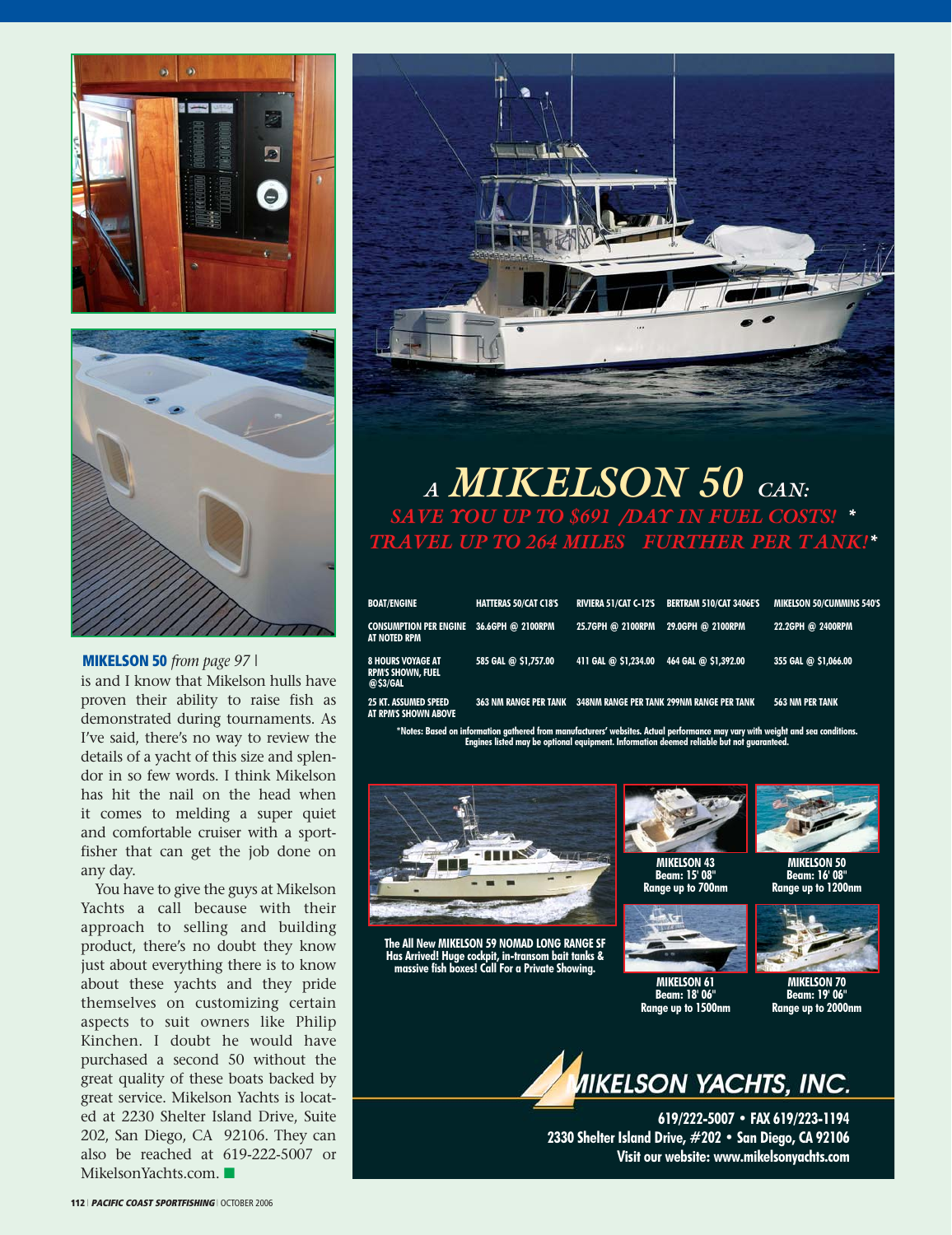**MIKELSON 50** *from page 97* |

is and I know that Mikelson hulls have proven their ability to raise fish as demonstrated during tournaments. As I've said, there's no way to review the details of a yacht of this size and splendor in so few words. I think Mikelson has hit the nail on the head when it comes to melding a super quiet and comfortable cruiser with a sportfisher that can get the job done on any day.

You have to give the guys at Mikelson Yachts a call because with their approach to selling and building product, there's no doubt they know just about everything there is to know about these yachts and they pride themselves on customizing certain aspects to suit owners like Philip Kinchen. I doubt he would have purchased a second 50 without the great quality of these boats backed by great service. Mikelson Yachts is located at 2230 Shelter Island Drive, Suite 202, San Diego, CA 92106. They can also be reached at 619-222-5007 or MikelsonYachts.com. ■

# A *MIKELSON 50* CAN:

*SAVE YOU UP TO $691 /DAY IN FUEL COSTS! **

*TRAVEL UP TO 264 MILES FURTHER PER TANK!**

| BOAT/ENGINE | HATTERAS 50/CAT C18'S | RIVIERA 51/CAT C-12'S | BERTRAM 510/CAT 3406E'S | MIKELSON 50/CUMMINS 540'S |
|---|---|---|---|---|
| CONSUMPTION PER ENGINE AT NOTED RPM | 36.6GPH @ 2100RPM | 25.7GPH @ 2100RPM | 29.0GPH @ 2100RPM | 22.2GPH @ 2400RPM |
| 8 HOURS VOYAGE AT RPM'S SHOWN, FUEL @$3/GAL | 585 GAL @ $1,757.00 | 411 GAL @ $1,234.00 | 464 GAL @ $1,392.00 | 355 GAL @ $1,066.00 |
| 25 KT. ASSUMED SPEED AT RPM'S SHOWN ABOVE | 363 NM RANGE PER TANK | 348NM RANGE PER TANK | 299NM RANGE PER TANK | 563 NM PER TANK |

*Notes: Based on information gathered from manufacturers' websites. Actual performance may vary with weight and sea conditions. Engines listed may be optional equipment. Information deemed reliable but not guaranteed.

The All New MIKELSON 59 NOMAD LONG RANGE SF Has Arrived! Huge cockpit, in-transom bait tanks & massive fish boxes! Call For a Private Showing.

MIKELSON 43
Beam: 15' 08"
Range up to 700nm

MIKELSON 50
Beam: 16' 08"
Range up to 1200nm

MIKELSON 61
Beam: 18' 06"
Range up to 1500nm

MIKELSON 70
Beam: 19' 06"
Range up to 2000nm

MIKELSON YACHTS, INC.

619/222-5007 • FAX 619/223-1194
2330 Shelter Island Drive, #202 • San Diego, CA 92106
Visit our website: www.mikelsonyachts.com